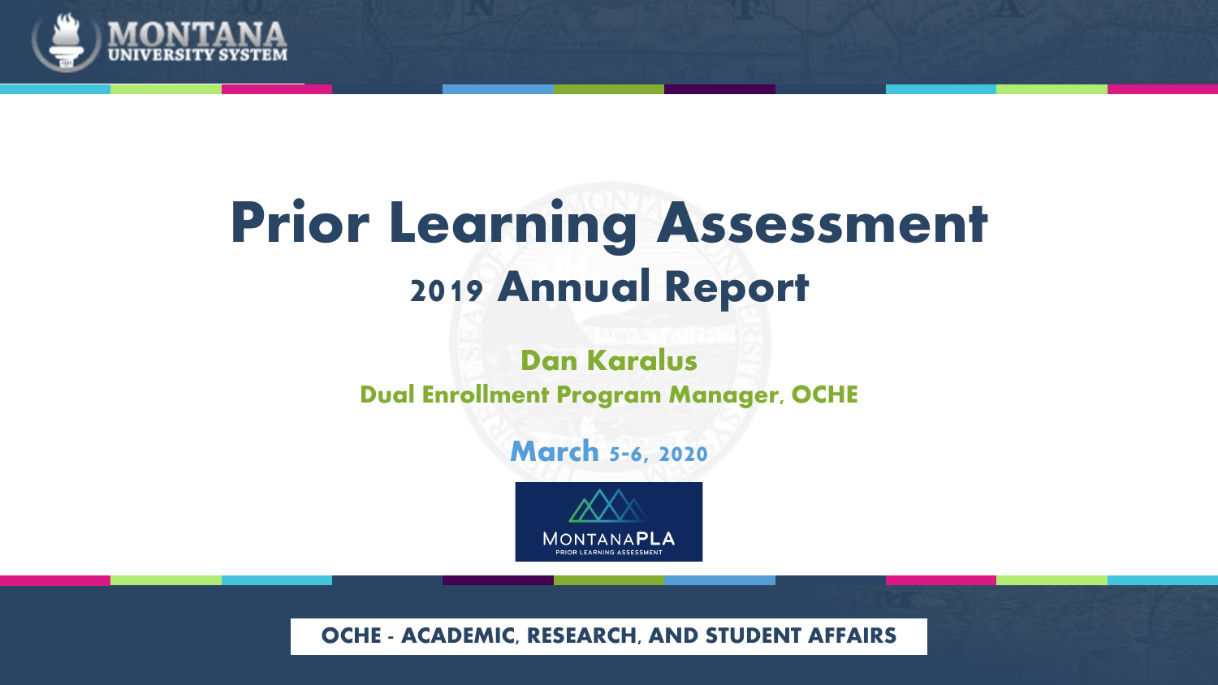MONTANA UNIVERSITY SYSTEM

# Prior Learning Assessment

## 2019 Annual Report

**Dan Karalus**

**Dual Enrollment Program Manager, OCHE**

**March 5-6, 2020**

MONTANAPLA
PRIOR LEARNING ASSESSMENT

**OCHE - ACADEMIC, RESEARCH, AND STUDENT AFFAIRS**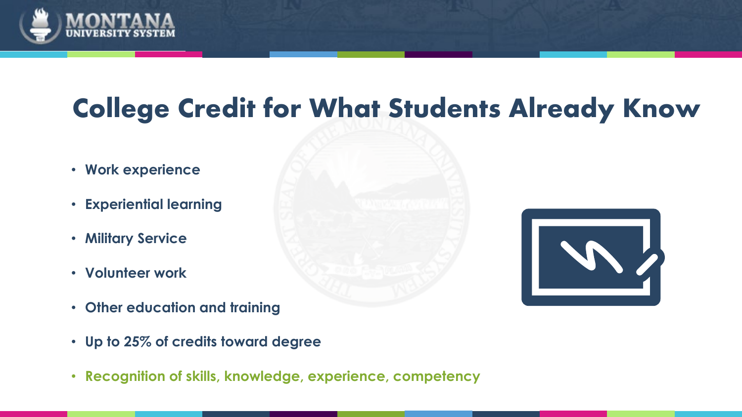# College Credit for What Students Already Know

- Work experience
- Experiential learning
- Military Service
- Volunteer work
- Other education and training
- Up to 25% of credits toward degree
- Recognition of skills, knowledge, experience, competency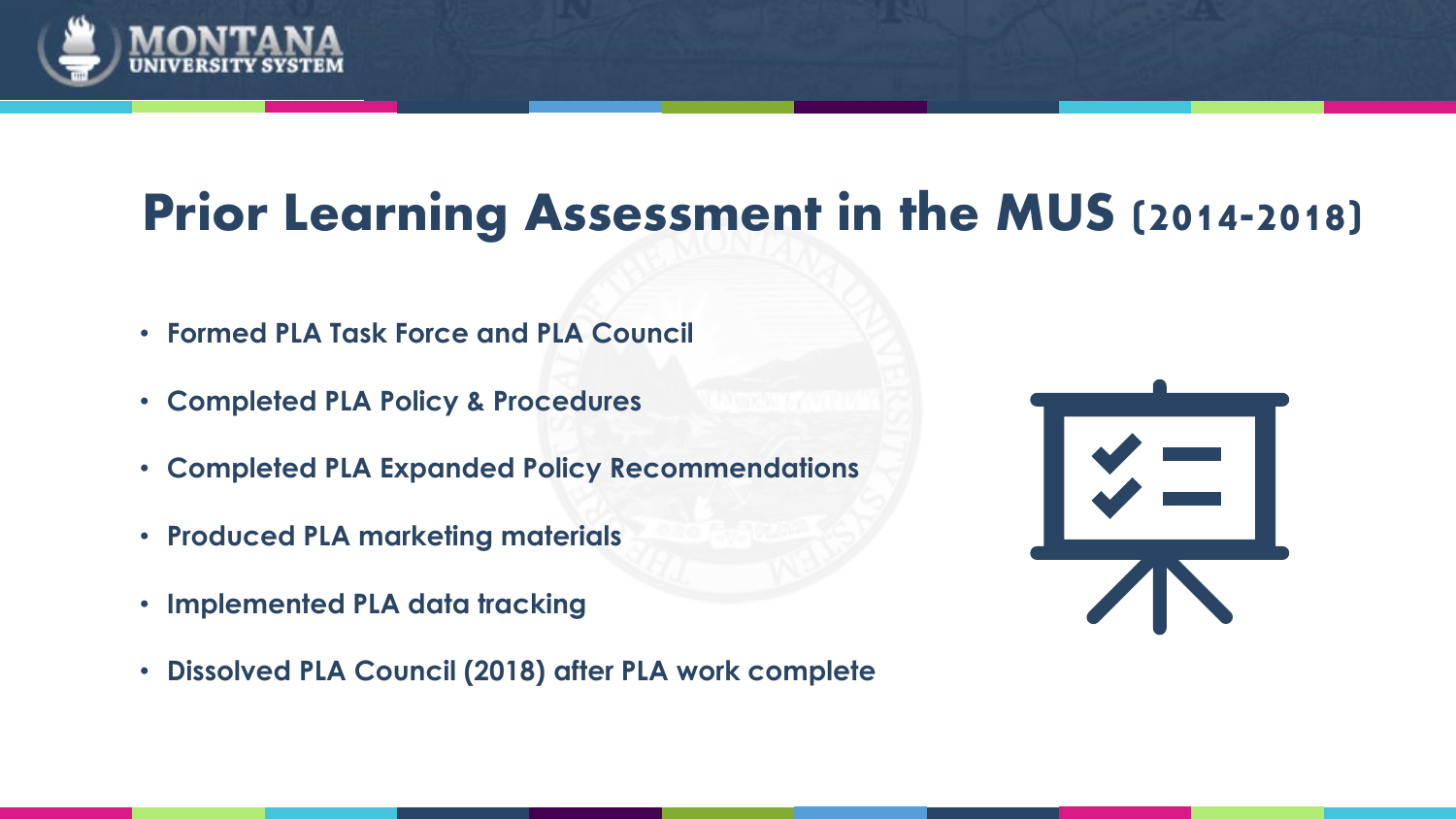# Prior Learning Assessment in the MUS (2014-2018)

- Formed PLA Task Force and PLA Council
- Completed PLA Policy & Procedures
- Completed PLA Expanded Policy Recommendations
- Produced PLA marketing materials
- Implemented PLA data tracking
- Dissolved PLA Council (2018) after PLA work complete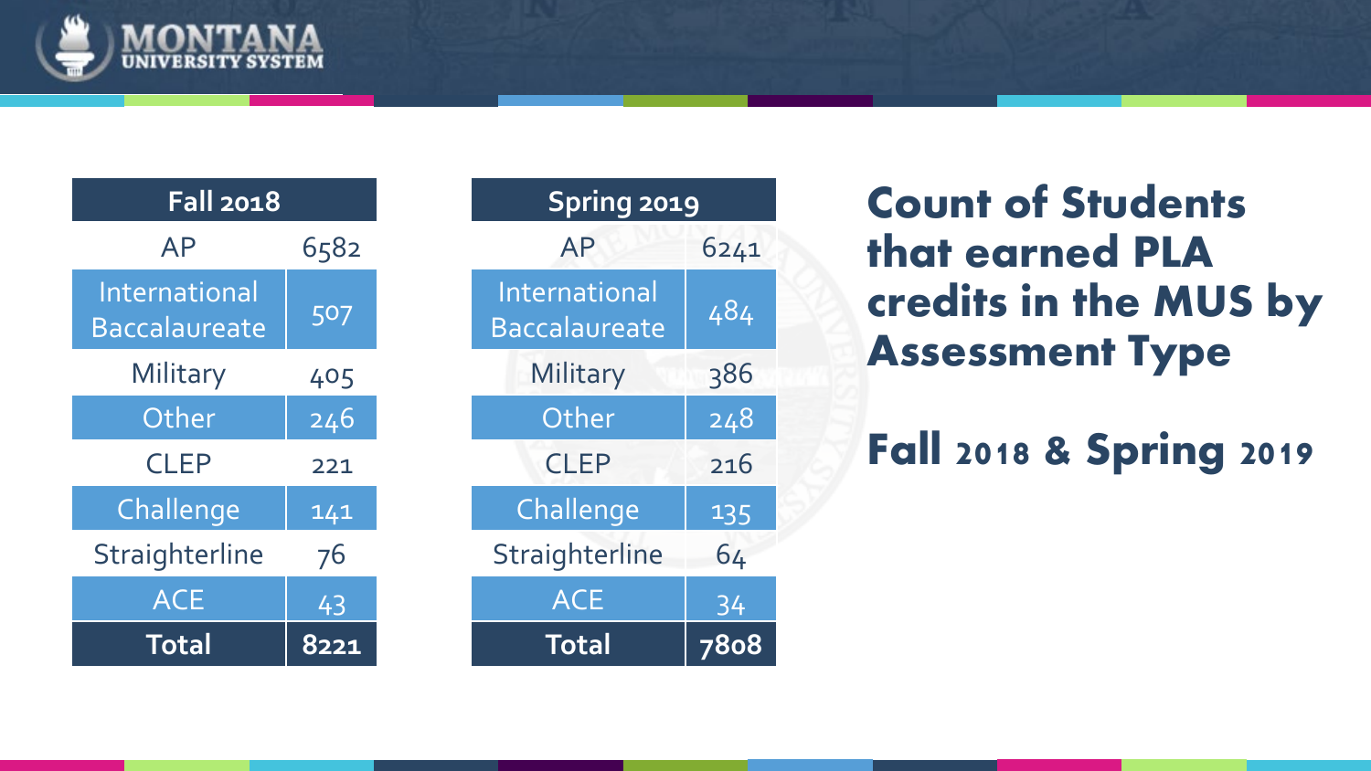# Count of Students that earned PLA credits in the MUS by Assessment Type

## Fall 2018 & Spring 2019

| Fall 2018 | |
|---|---|
| AP | 6582 |
| International Baccalaureate | 507 |
| Military | 405 |
| Other | 246 |
| CLEP | 221 |
| Challenge | 141 |
| Straighterline | 76 |
| ACE | 43 |
| **Total** | **8221** |

| Spring 2019 | |
|---|---|
| AP | 6241 |
| International Baccalaureate | 484 |
| Military | 386 |
| Other | 248 |
| CLEP | 216 |
| Challenge | 135 |
| Straighterline | 64 |
| ACE | 34 |
| **Total** | **7808** |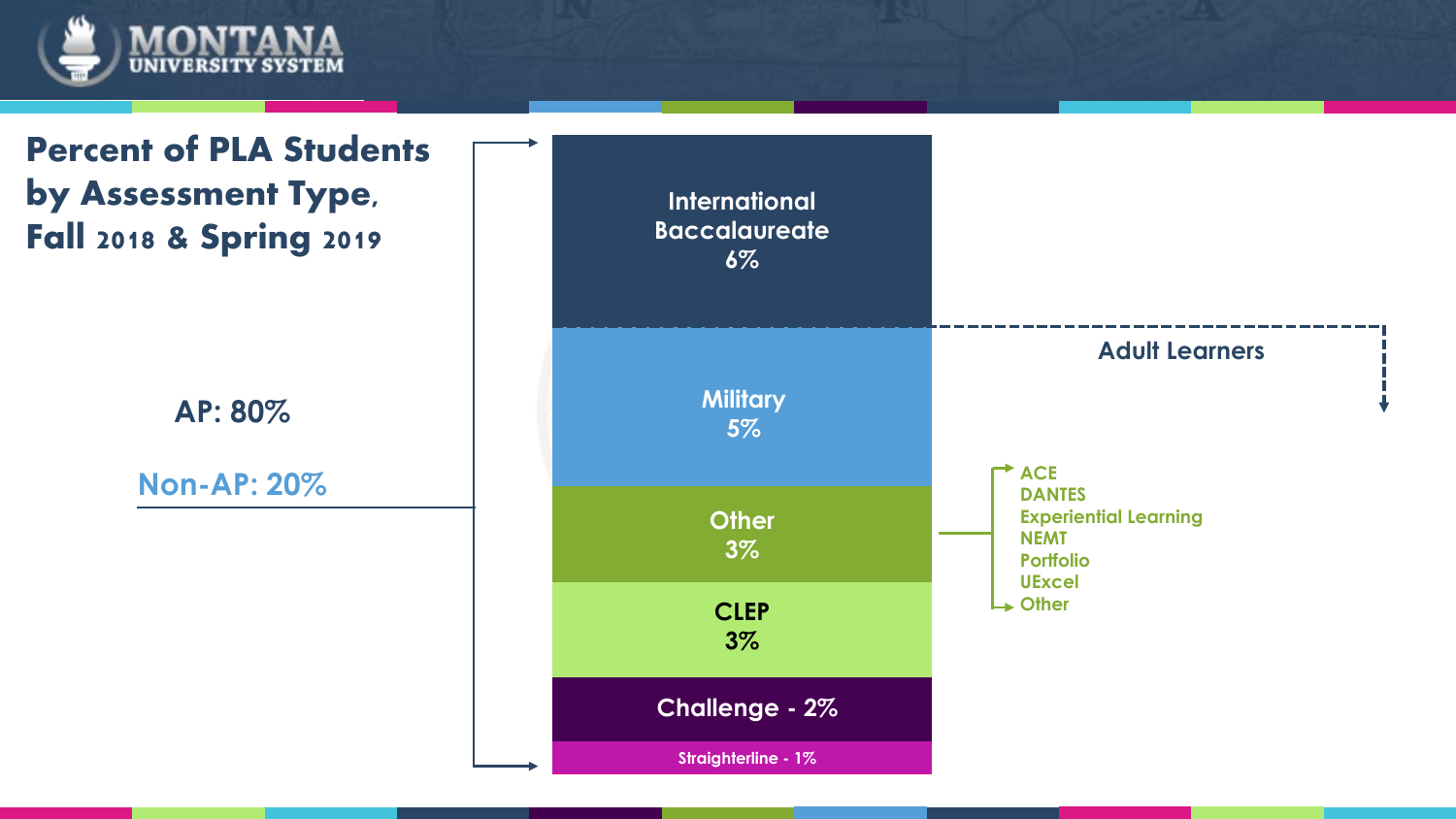# Percent of PLA Students by Assessment Type, Fall 2018 & Spring 2019

**AP: 80%**

**Non-AP: 20%**

- International Baccalaureate 6%
- Military 5%
- Other 3%
- CLEP 3%
- Challenge - 2%
- Straighterline - 1%

Adult Learners

Other:
- ACE
- DANTES
- Experiential Learning
- NEMT
- Portfolio
- UExcel
- Other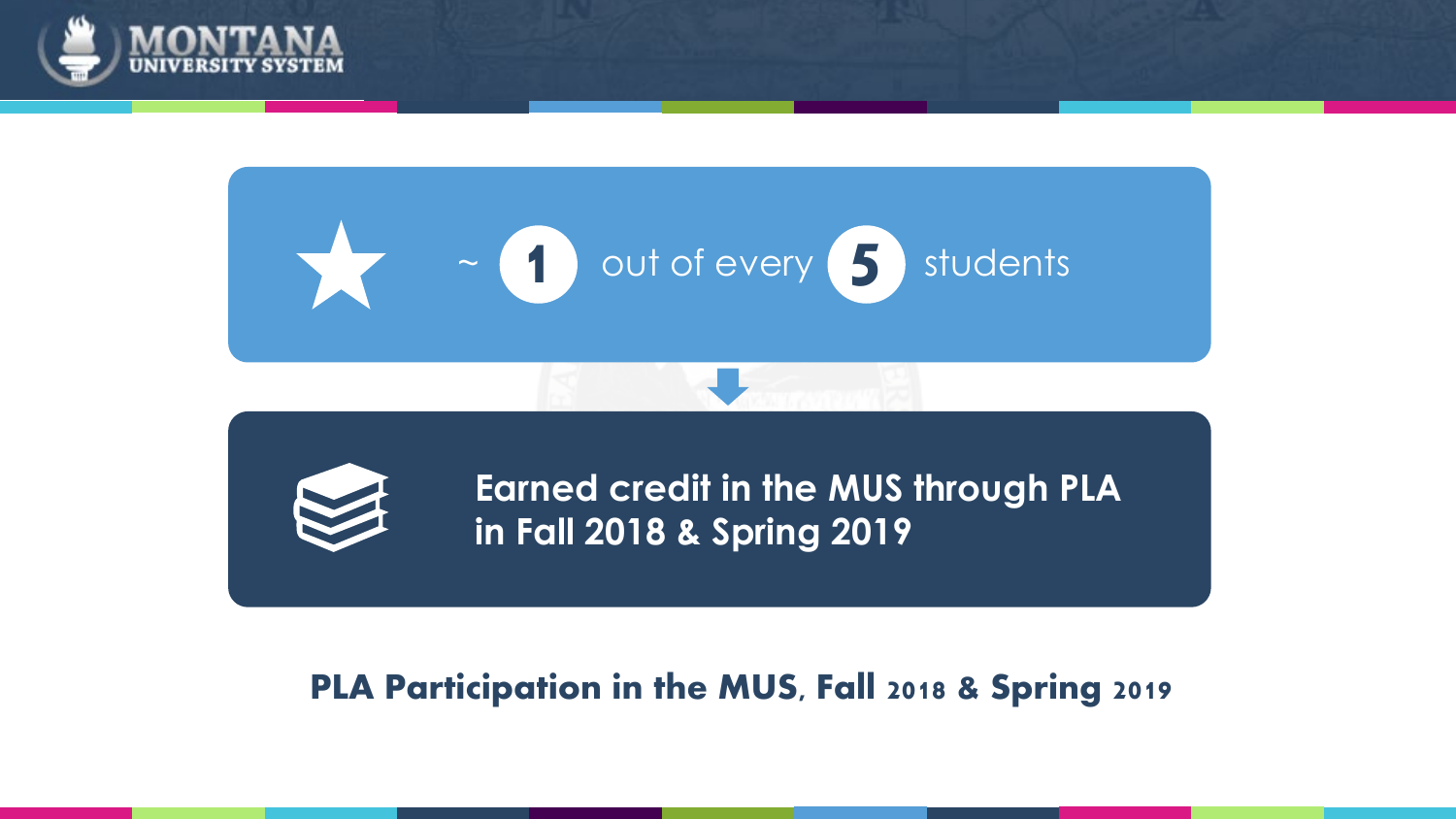~ 1 out of every 5 students

**Earned credit in the MUS through PLA in Fall 2018 & Spring 2019**

**PLA Participation in the MUS, Fall 2018 & Spring 2019**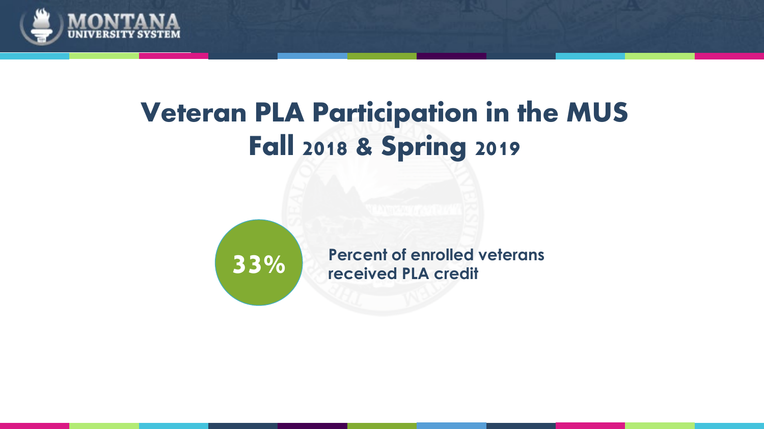# Veteran PLA Participation in the MUS Fall 2018 & Spring 2019

**33%**

**Percent of enrolled veterans received PLA credit**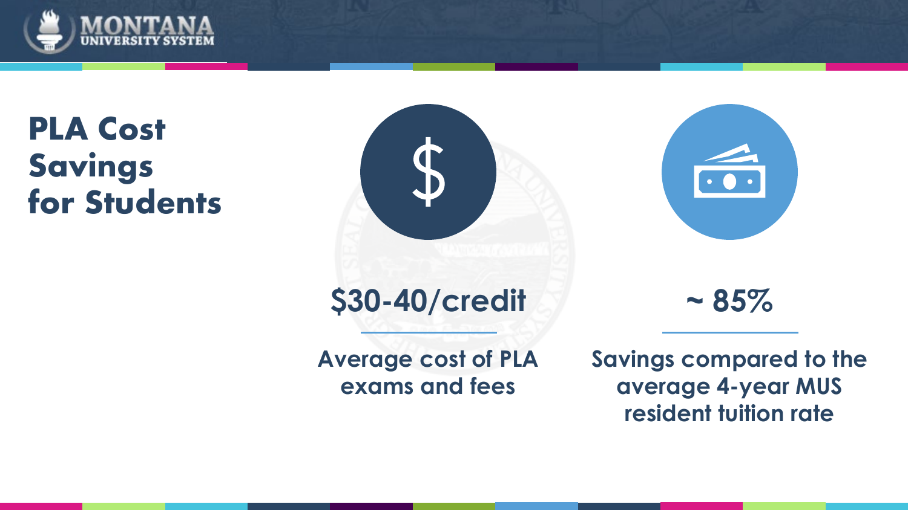# PLA Cost Savings for Students

**$30-40/credit**

**Average cost of PLA exams and fees**

**~ 85%**

**Savings compared to the average 4-year MUS resident tuition rate**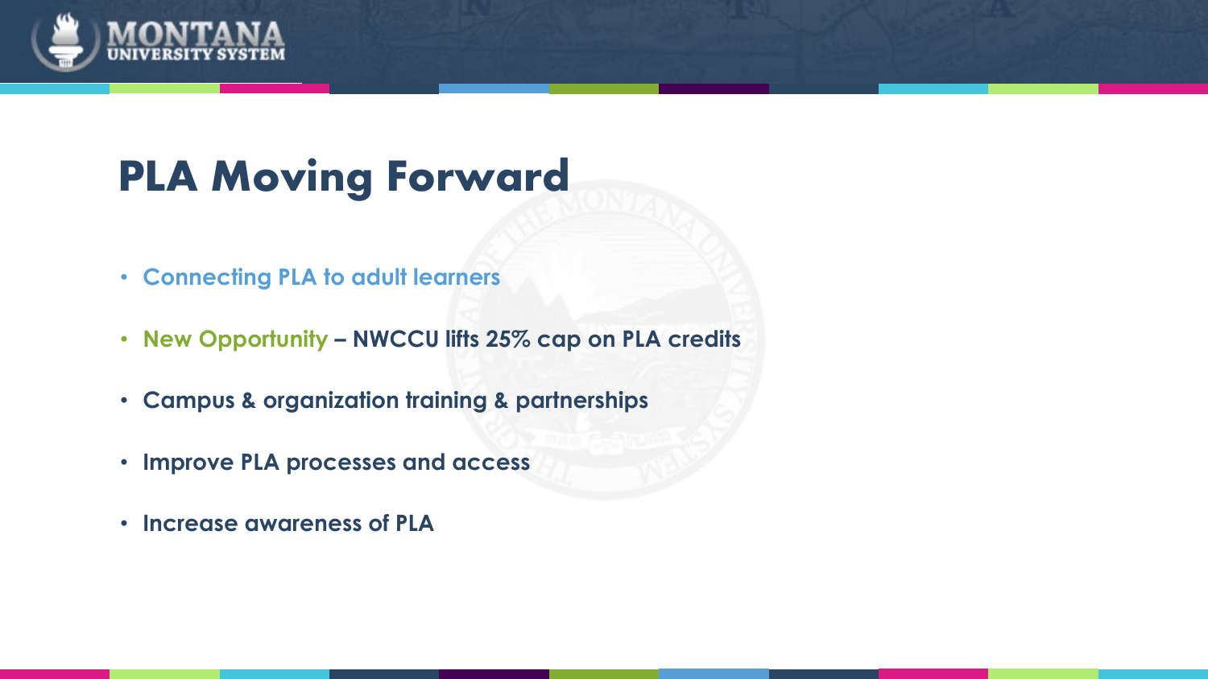# PLA Moving Forward

- Connecting PLA to adult learners
- New Opportunity – NWCCU lifts 25% cap on PLA credits
- Campus & organization training & partnerships
- Improve PLA processes and access
- Increase awareness of PLA